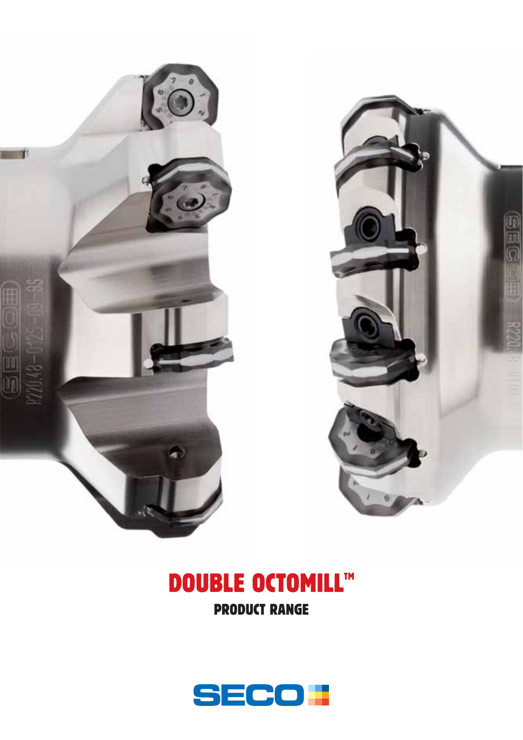# DOUBLE OCTOMILL™

## PRODUCT RANGE

SECO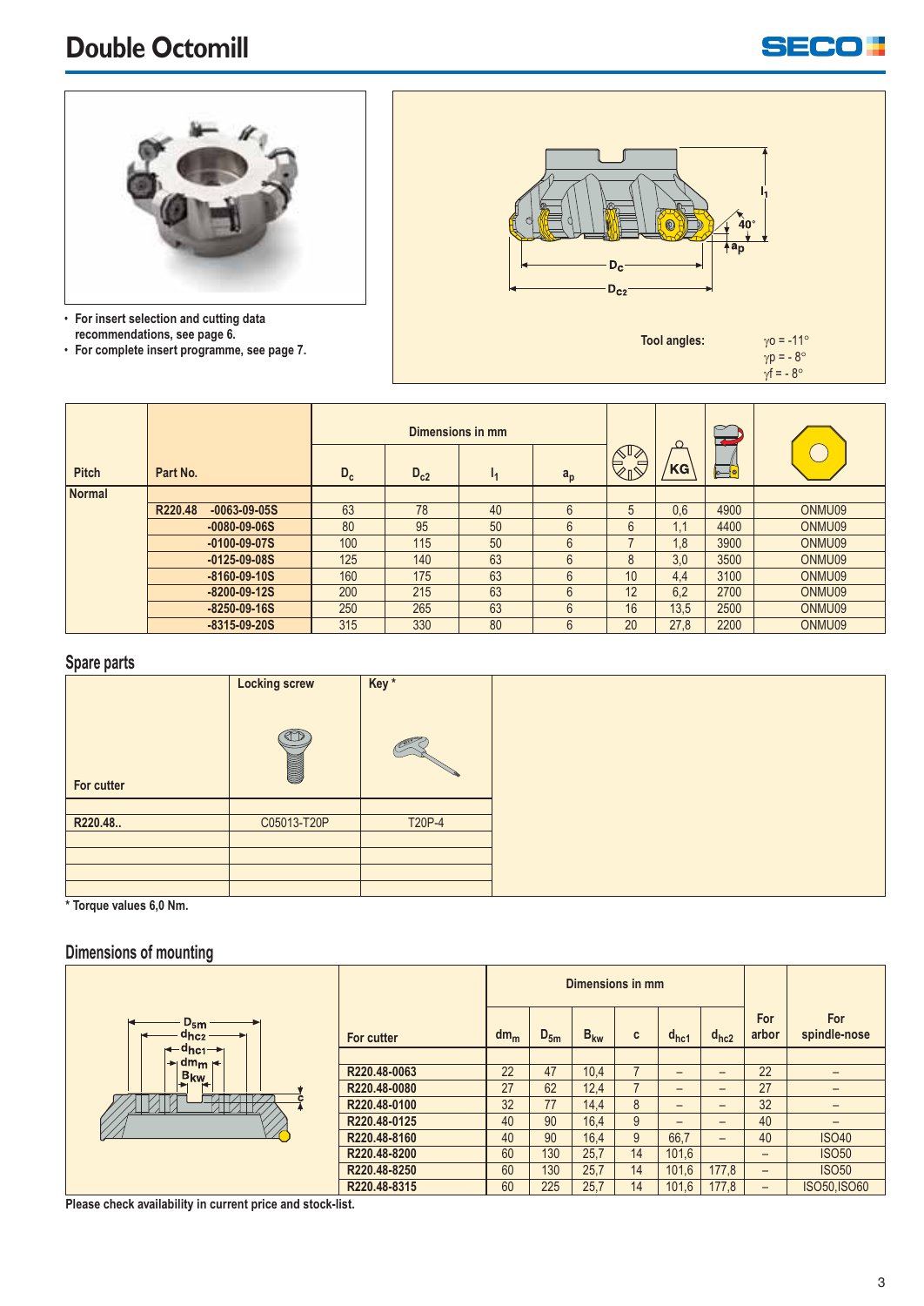# Double Octomill

- For insert selection and cutting data recommendations, see page 6.
- For complete insert programme, see page 7.

Tool angles: $\gamma o$ = -11°, $\gamma p$ = - 8°, $\gamma f$ = - 8°

| Pitch | Part No. | Dimensions in mm | | | | | KG | | |
|---|---|---|---|---|---|---|---|---|---|
| | | $D_c$ | $D_{c2}$ | $l_1$ | $a_p$ | | | | |
| Normal | | | | | | | | | |
| | R220.48 -0063-09-05S | 63 | 78 | 40 | 6 | 5 | 0,6 | 4900 | ONMU09 |
| | -0080-09-06S | 80 | 95 | 50 | 6 | 6 | 1,1 | 4400 | ONMU09 |
| | -0100-09-07S | 100 | 115 | 50 | 6 | 7 | 1,8 | 3900 | ONMU09 |
| | -0125-09-08S | 125 | 140 | 63 | 6 | 8 | 3,0 | 3500 | ONMU09 |
| | -8160-09-10S | 160 | 175 | 63 | 6 | 10 | 4,4 | 3100 | ONMU09 |
| | -8200-09-12S | 200 | 215 | 63 | 6 | 12 | 6,2 | 2700 | ONMU09 |
| | -8250-09-16S | 250 | 265 | 63 | 6 | 16 | 13,5 | 2500 | ONMU09 |
| | -8315-09-20S | 315 | 330 | 80 | 6 | 20 | 27,8 | 2200 | ONMU09 |

## Spare parts

| For cutter | Locking screw | Key * |
|---|---|---|
| R220.48.. | C05013-T20P | T20P-4 |

* Torque values 6,0 Nm.

## Dimensions of mounting

| For cutter | Dimensions in mm | | | | | | For arbor | For spindle-nose |
|---|---|---|---|---|---|---|---|---|
| | $dm_m$ | $D_{5m}$ | $B_{kw}$ | c | $d_{hc1}$ | $d_{hc2}$ | | |
| R220.48-0063 | 22 | 47 | 10,4 | 7 | – | – | 22 | – |
| R220.48-0080 | 27 | 62 | 12,4 | 7 | – | – | 27 | – |
| R220.48-0100 | 32 | 77 | 14,4 | 8 | – | – | 32 | – |
| R220.48-0125 | 40 | 90 | 16,4 | 9 | – | – | 40 | – |
| R220.48-8160 | 40 | 90 | 16,4 | 9 | 66,7 | – | 40 | ISO40 |
| R220.48-8200 | 60 | 130 | 25,7 | 14 | 101,6 | – | – | ISO50 |
| R220.48-8250 | 60 | 130 | 25,7 | 14 | 101,6 | 177,8 | – | ISO50 |
| R220.48-8315 | 60 | 225 | 25,7 | 14 | 101,6 | 177,8 | – | ISO50,ISO60 |

Please check availability in current price and stock-list.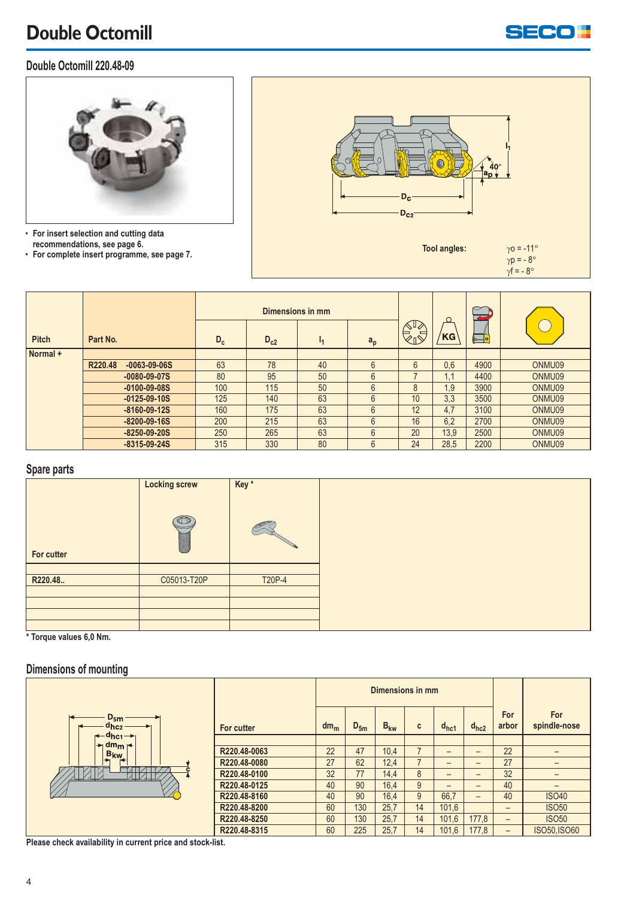# Double Octomill

## Double Octomill 220.48-09

- For insert selection and cutting data recommendations, see page 6.
- For complete insert programme, see page 7.

Tool angles: $\gamma o = -11°$, $\gamma p = -8°$, $\gamma f = -8°$

| Pitch | Part No. | Dimensions in mm | | | | (No. of inserts) | KG | (max rpm) | (Insert) |
|---|---|---|---|---|---|---|---|---|---|
| | | $D_c$ | $D_{c2}$ | $l_1$ | $a_p$ | | | | |
| Normal + | | | | | | | | | |
| | R220.48 -0063-09-06S | 63 | 78 | 40 | 6 | 6 | 0,6 | 4900 | ONMU09 |
| | -0080-09-07S | 80 | 95 | 50 | 6 | 7 | 1,1 | 4400 | ONMU09 |
| | -0100-09-08S | 100 | 115 | 50 | 6 | 8 | 1,9 | 3900 | ONMU09 |
| | -0125-09-10S | 125 | 140 | 63 | 6 | 10 | 3,3 | 3500 | ONMU09 |
| | -8160-09-12S | 160 | 175 | 63 | 6 | 12 | 4,7 | 3100 | ONMU09 |
| | -8200-09-16S | 200 | 215 | 63 | 6 | 16 | 6,2 | 2700 | ONMU09 |
| | -8250-09-20S | 250 | 265 | 63 | 6 | 20 | 13,9 | 2500 | ONMU09 |
| | -8315-09-24S | 315 | 330 | 80 | 6 | 24 | 28,5 | 2200 | ONMU09 |

## Spare parts

| For cutter | Locking screw | Key * |
|---|---|---|
| R220.48.. | C05013-T20P | T20P-4 |

\* Torque values 6,0 Nm.

## Dimensions of mounting

| For cutter | Dimensions in mm | | | | | | For arbor | For spindle-nose |
|---|---|---|---|---|---|---|---|---|
| | $dm_m$ | $D_{5m}$ | $B_{kw}$ | c | $d_{hc1}$ | $d_{hc2}$ | | |
| R220.48-0063 | 22 | 47 | 10,4 | 7 | – | – | 22 | – |
| R220.48-0080 | 27 | 62 | 12,4 | 7 | – | – | 27 | – |
| R220.48-0100 | 32 | 77 | 14,4 | 8 | – | – | 32 | – |
| R220.48-0125 | 40 | 90 | 16,4 | 9 | – | – | 40 | – |
| R220.48-8160 | 40 | 90 | 16,4 | 9 | 66,7 | – | 40 | ISO40 |
| R220.48-8200 | 60 | 130 | 25,7 | 14 | 101,6 | | – | ISO50 |
| R220.48-8250 | 60 | 130 | 25,7 | 14 | 101,6 | 177,8 | – | ISO50 |
| R220.48-8315 | 60 | 225 | 25,7 | 14 | 101,6 | 177,8 | – | ISO50,ISO60 |

Please check availability in current price and stock-list.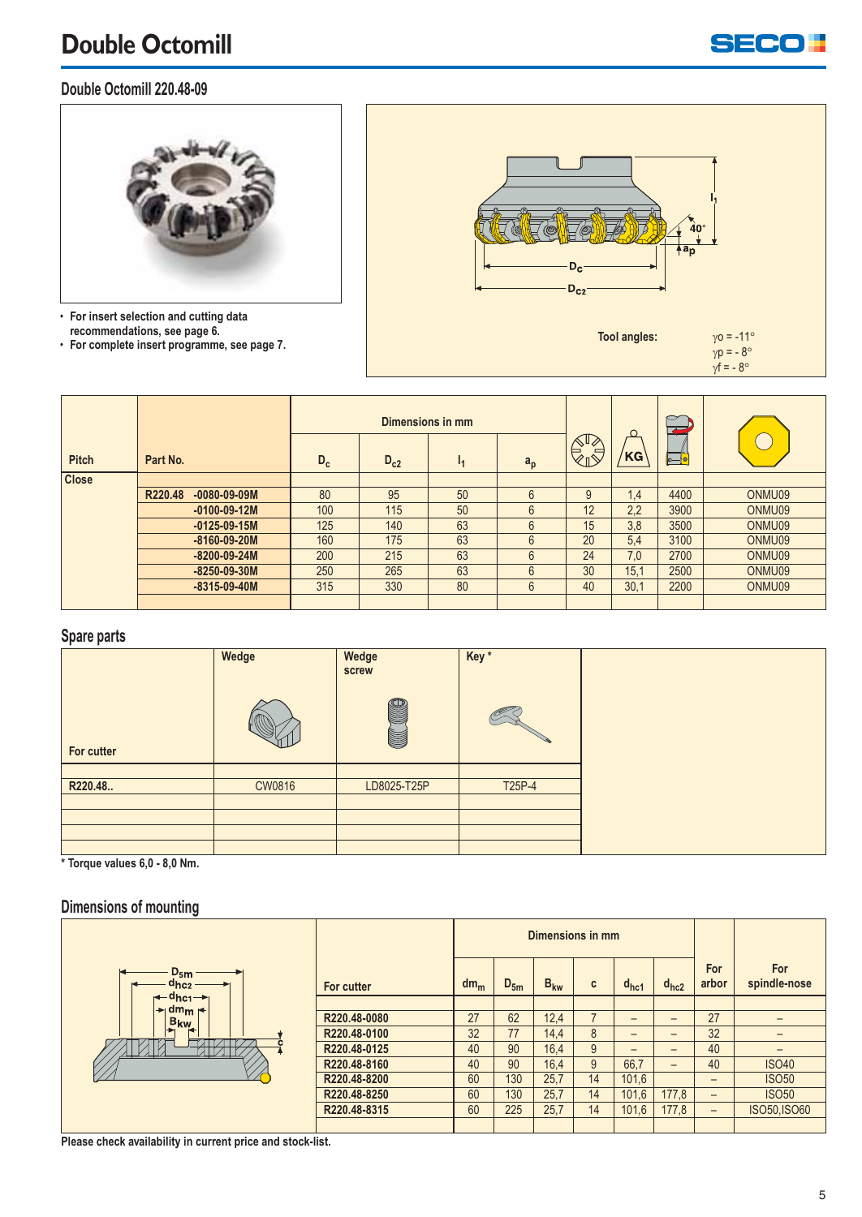# Double Octomill

## Double Octomill 220.48-09

- For insert selection and cutting data recommendations, see page 6.
- For complete insert programme, see page 7.

Tool angles: γo = -11°, γp = - 8°, γf = - 8°

| Pitch | Part No. | $D_c$ | $D_{c2}$ | $l_1$ | $a_p$ | (number of inserts) | KG | (max rpm) | (insert) |
|---|---|---|---|---|---|---|---|---|---|
| | | Dimensions in mm | | | | | | | |
| Close | | | | | | | | | |
| | R220.48 -0080-09-09M | 80 | 95 | 50 | 6 | 9 | 1,4 | 4400 | ONMU09 |
| | -0100-09-12M | 100 | 115 | 50 | 6 | 12 | 2,2 | 3900 | ONMU09 |
| | -0125-09-15M | 125 | 140 | 63 | 6 | 15 | 3,8 | 3500 | ONMU09 |
| | -8160-09-20M | 160 | 175 | 63 | 6 | 20 | 5,4 | 3100 | ONMU09 |
| | -8200-09-24M | 200 | 215 | 63 | 6 | 24 | 7,0 | 2700 | ONMU09 |
| | -8250-09-30M | 250 | 265 | 63 | 6 | 30 | 15,1 | 2500 | ONMU09 |
| | -8315-09-40M | 315 | 330 | 80 | 6 | 40 | 30,1 | 2200 | ONMU09 |

## Spare parts

| For cutter | Wedge | Wedge screw | Key * |
|---|---|---|---|
| R220.48.. | CW0816 | LD8025-T25P | T25P-4 |

\* Torque values 6,0 - 8,0 Nm.

## Dimensions of mounting

| For cutter | $dm_m$ | $D_{5m}$ | $B_{kw}$ | c | $d_{hc1}$ | $d_{hc2}$ | For arbor | For spindle-nose |
|---|---|---|---|---|---|---|---|---|
| | Dimensions in mm | | | | | | | |
| R220.48-0080 | 27 | 62 | 12,4 | 7 | – | – | 27 | – |
| R220.48-0100 | 32 | 77 | 14,4 | 8 | – | – | 32 | – |
| R220.48-0125 | 40 | 90 | 16,4 | 9 | – | – | 40 | – |
| R220.48-8160 | 40 | 90 | 16,4 | 9 | 66,7 | – | 40 | ISO40 |
| R220.48-8200 | 60 | 130 | 25,7 | 14 | 101,6 | | – | ISO50 |
| R220.48-8250 | 60 | 130 | 25,7 | 14 | 101,6 | 177,8 | – | ISO50 |
| R220.48-8315 | 60 | 225 | 25,7 | 14 | 101,6 | 177,8 | – | ISO50,ISO60 |

Please check availability in current price and stock-list.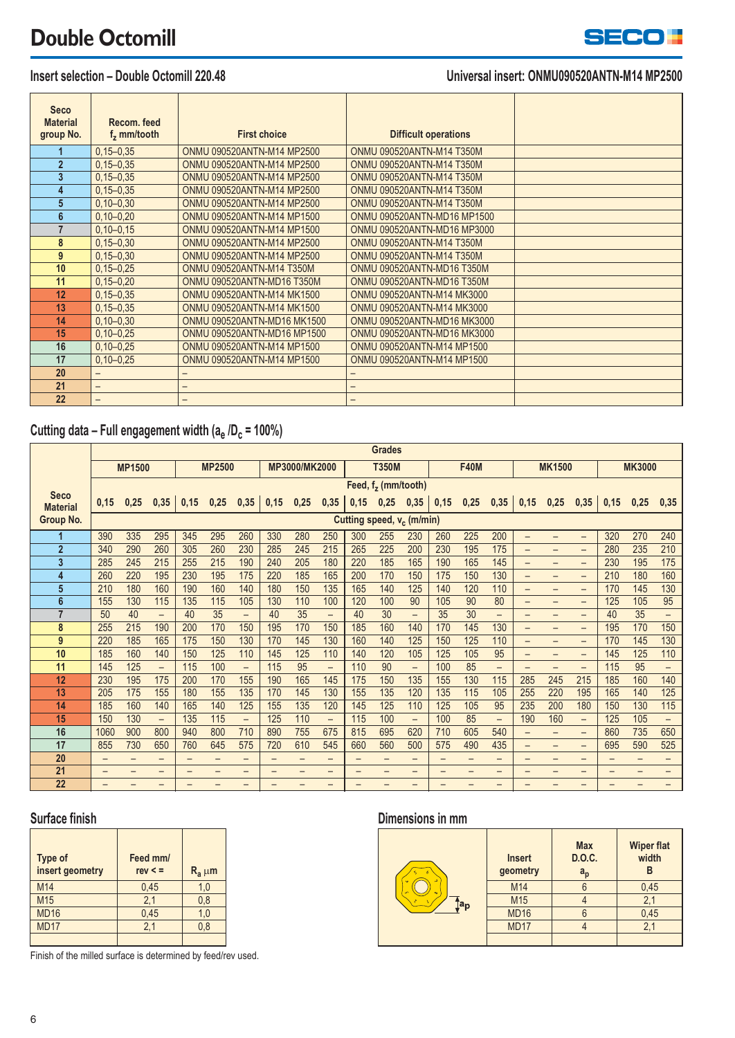# Double Octomill

## Insert selection – Double Octomill 220.48

**Universal insert: ONMU090520ANTN-M14 MP2500**

| Seco Material group No. | Recom. feed $f_z$ mm/tooth | First choice | Difficult operations | |
|---|---|---|---|---|
| 1 | 0,15–0,35 | ONMU 090520ANTN-M14 MP2500 | ONMU 090520ANTN-M14 T350M | |
| 2 | 0,15–0,35 | ONMU 090520ANTN-M14 MP2500 | ONMU 090520ANTN-M14 T350M | |
| 3 | 0,15–0,35 | ONMU 090520ANTN-M14 MP2500 | ONMU 090520ANTN-M14 T350M | |
| 4 | 0,15–0,35 | ONMU 090520ANTN-M14 MP2500 | ONMU 090520ANTN-M14 T350M | |
| 5 | 0,10–0,30 | ONMU 090520ANTN-M14 MP2500 | ONMU 090520ANTN-M14 T350M | |
| 6 | 0,10–0,20 | ONMU 090520ANTN-M14 MP1500 | ONMU 090520ANTN-MD16 MP1500 | |
| 7 | 0,10–0,15 | ONMU 090520ANTN-M14 MP1500 | ONMU 090520ANTN-MD16 MP3000 | |
| 8 | 0,15–0,30 | ONMU 090520ANTN-M14 MP2500 | ONMU 090520ANTN-M14 T350M | |
| 9 | 0,15–0,30 | ONMU 090520ANTN-M14 MP2500 | ONMU 090520ANTN-M14 T350M | |
| 10 | 0,15–0,25 | ONMU 090520ANTN-M14 T350M | ONMU 090520ANTN-MD16 T350M | |
| 11 | 0,15–0,20 | ONMU 090520ANTN-MD16 T350M | ONMU 090520ANTN-MD16 T350M | |
| 12 | 0,15–0,35 | ONMU 090520ANTN-M14 MK1500 | ONMU 090520ANTN-M14 MK3000 | |
| 13 | 0,15–0,35 | ONMU 090520ANTN-M14 MK1500 | ONMU 090520ANTN-M14 MK3000 | |
| 14 | 0,10–0,30 | ONMU 090520ANTN-MD16 MK1500 | ONMU 090520ANTN-MD16 MK3000 | |
| 15 | 0,10–0,25 | ONMU 090520ANTN-MD16 MP1500 | ONMU 090520ANTN-MD16 MK3000 | |
| 16 | 0,10–0,25 | ONMU 090520ANTN-M14 MP1500 | ONMU 090520ANTN-M14 MP1500 | |
| 17 | 0,10–0,25 | ONMU 090520ANTN-M14 MP1500 | ONMU 090520ANTN-M14 MP1500 | |
| 20 | – | – | – | |
| 21 | – | – | – | |
| 22 | – | – | – | |

## Cutting data – Full engagement width ($a_e$ /$D_c$ = 100%)

| Seco Material Group No. | MP1500 | | | MP2500 | | | MP3000/MK2000 | | | T350M | | | F40M | | | MK1500 | | | MK3000 | | |
|---|---|---|---|---|---|---|---|---|---|---|---|---|---|---|---|---|---|---|---|---|---|
| Feed, $f_z$ (mm/tooth) | 0,15 | 0,25 | 0,35 | 0,15 | 0,25 | 0,35 | 0,15 | 0,25 | 0,35 | 0,15 | 0,25 | 0,35 | 0,15 | 0,25 | 0,35 | 0,15 | 0,25 | 0,35 | 0,15 | 0,25 | 0,35 |
| Cutting speed, $v_c$ (m/min) | | | | | | | | | | | | | | | | | | | | | |
| 1 | 390 | 335 | 295 | 345 | 295 | 260 | 330 | 280 | 250 | 300 | 255 | 230 | 260 | 225 | 200 | – | – | – | 320 | 270 | 240 |
| 2 | 340 | 290 | 260 | 305 | 260 | 230 | 285 | 245 | 215 | 265 | 225 | 200 | 230 | 195 | 175 | – | – | – | 280 | 235 | 210 |
| 3 | 285 | 245 | 215 | 255 | 215 | 190 | 240 | 205 | 180 | 220 | 185 | 165 | 190 | 165 | 145 | – | – | – | 230 | 195 | 175 |
| 4 | 260 | 220 | 195 | 230 | 195 | 175 | 220 | 185 | 165 | 200 | 170 | 150 | 175 | 150 | 130 | – | – | – | 210 | 180 | 160 |
| 5 | 210 | 180 | 160 | 190 | 160 | 140 | 180 | 150 | 135 | 165 | 140 | 125 | 140 | 120 | 110 | – | – | – | 170 | 145 | 130 |
| 6 | 155 | 130 | 115 | 135 | 115 | 105 | 130 | 110 | 100 | 120 | 100 | 90 | 105 | 90 | 80 | – | – | – | 125 | 105 | 95 |
| 7 | 50 | 40 | – | 40 | 35 | – | 40 | 35 | – | 40 | 30 | – | 35 | 30 | – | – | – | – | 40 | 35 | – |
| 8 | 255 | 215 | 190 | 200 | 170 | 150 | 195 | 170 | 150 | 185 | 160 | 140 | 170 | 145 | 130 | – | – | – | 195 | 170 | 150 |
| 9 | 220 | 185 | 165 | 175 | 150 | 130 | 170 | 145 | 130 | 160 | 140 | 125 | 150 | 125 | 110 | – | – | – | 170 | 145 | 130 |
| 10 | 185 | 160 | 140 | 150 | 125 | 110 | 145 | 125 | 110 | 140 | 120 | 105 | 125 | 105 | 95 | – | – | – | 145 | 125 | 110 |
| 11 | 145 | 125 | – | 115 | 100 | – | 115 | 95 | – | 110 | 90 | – | 100 | 85 | – | – | – | – | 115 | 95 | – |
| 12 | 230 | 195 | 175 | 200 | 170 | 155 | 190 | 165 | 145 | 175 | 150 | 135 | 155 | 130 | 115 | 285 | 245 | 215 | 185 | 160 | 140 |
| 13 | 205 | 175 | 155 | 180 | 155 | 135 | 170 | 145 | 130 | 155 | 135 | 120 | 135 | 115 | 105 | 255 | 220 | 195 | 165 | 140 | 125 |
| 14 | 185 | 160 | 140 | 165 | 140 | 125 | 155 | 135 | 120 | 145 | 125 | 110 | 125 | 105 | 95 | 235 | 200 | 180 | 150 | 130 | 115 |
| 15 | 150 | 130 | – | 135 | 115 | – | 125 | 110 | – | 115 | 100 | – | 100 | 85 | – | 190 | 160 | – | 125 | 105 | – |
| 16 | 1060 | 900 | 800 | 940 | 800 | 710 | 890 | 755 | 675 | 815 | 695 | 620 | 710 | 605 | 540 | – | – | – | 860 | 735 | 650 |
| 17 | 855 | 730 | 650 | 760 | 645 | 575 | 720 | 610 | 545 | 660 | 560 | 500 | 575 | 490 | 435 | – | – | – | 695 | 590 | 525 |
| 20 | – | – | – | – | – | – | – | – | – | – | – | – | – | – | – | – | – | – | – | – | – |
| 21 | – | – | – | – | – | – | – | – | – | – | – | – | – | – | – | – | – | – | – | – | – |
| 22 | – | – | – | – | – | – | – | – | – | – | – | – | – | – | – | – | – | – | – | – | – |

## Surface finish

| Type of insert geometry | Feed mm/ rev < = | $R_a$ µm |
|---|---|---|
| M14 | 0,45 | 1,0 |
| M15 | 2,1 | 0,8 |
| MD16 | 0,45 | 1,0 |
| MD17 | 2,1 | 0,8 |

Finish of the milled surface is determined by feed/rev used.

## Dimensions in mm

| Insert geometry | Max D.O.C. $a_p$ | Wiper flat width B |
|---|---|---|
| M14 | 6 | 0,45 |
| M15 | 4 | 2,1 |
| MD16 | 6 | 0,45 |
| MD17 | 4 | 2,1 |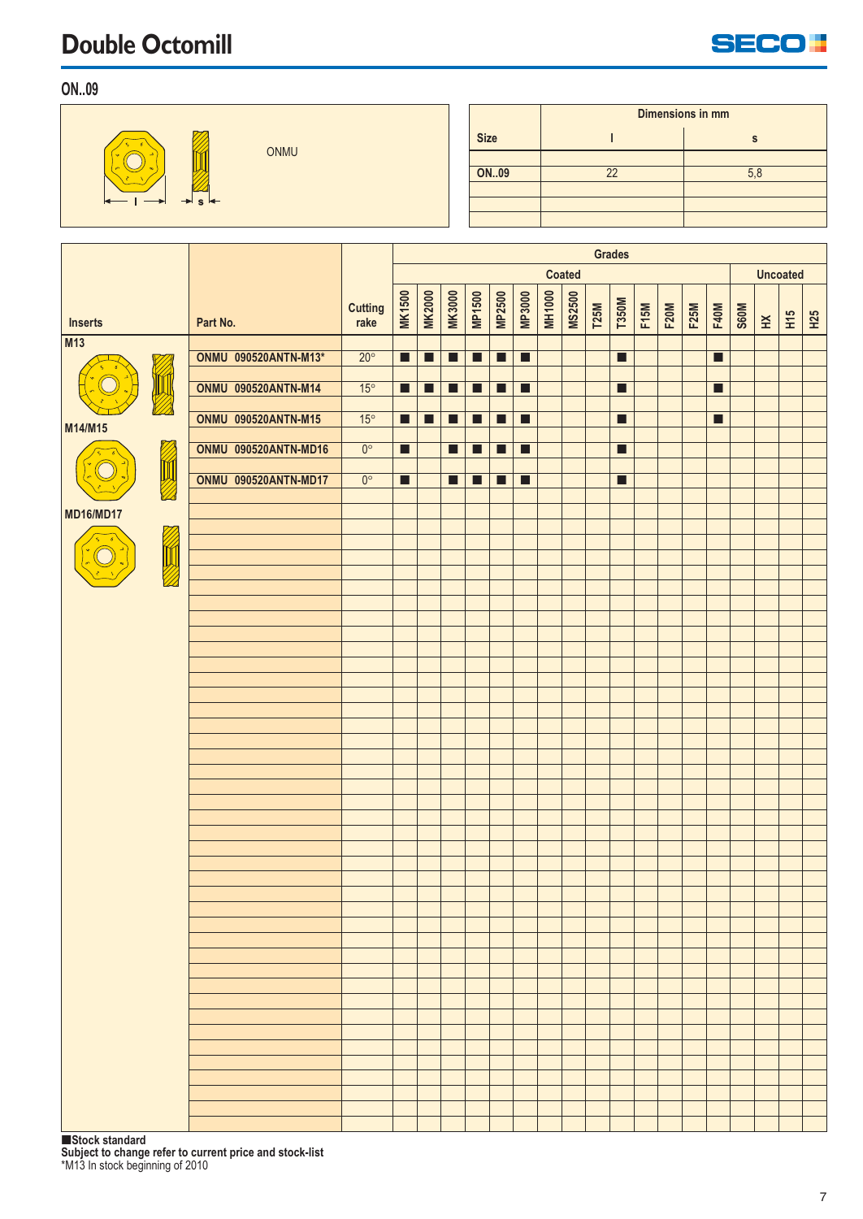# Double Octomill

## ON..09

ONMU

| Size | Dimensions in mm | |
|---|---|---|
| | l | s |
| ON..09 | 22 | 5,8 |

| Inserts | Part No. | Cutting rake | Grades | | | | | | | | | | | | | | | | | |
|---|---|---|---|---|---|---|---|---|---|---|---|---|---|---|---|---|---|---|---|---|
| | | | Coated | | | | | | | | | | | | | | Uncoated | | | |
| | | | MK1500 | MK2000 | MK3000 | MP1500 | MP2500 | MP3000 | MH1000 | MS2500 | T25M | T350M | F15M | F20M | F25M | F40M | S60M | HX | H15 | H25 |
| M13 | ONMU 090520ANTN-M13* | 20° | ■ | ■ | ■ | ■ | ■ | ■ | | | | ■ | | | | ■ | | | | |
| | ONMU 090520ANTN-M14 | 15° | ■ | ■ | ■ | ■ | ■ | ■ | | | | ■ | | | | ■ | | | | |
| M14/M15 | ONMU 090520ANTN-M15 | 15° | ■ | ■ | ■ | ■ | ■ | ■ | | | | ■ | | | | ■ | | | | |
| | ONMU 090520ANTN-MD16 | 0° | ■ | | ■ | ■ | ■ | ■ | | | | ■ | | | | | | | | |
| MD16/MD17 | ONMU 090520ANTN-MD17 | 0° | ■ | | ■ | ■ | ■ | ■ | | | | ■ | | | | | | | | |

■Stock standard
**Subject to change refer to current price and stock-list**
*M13 In stock beginning of 2010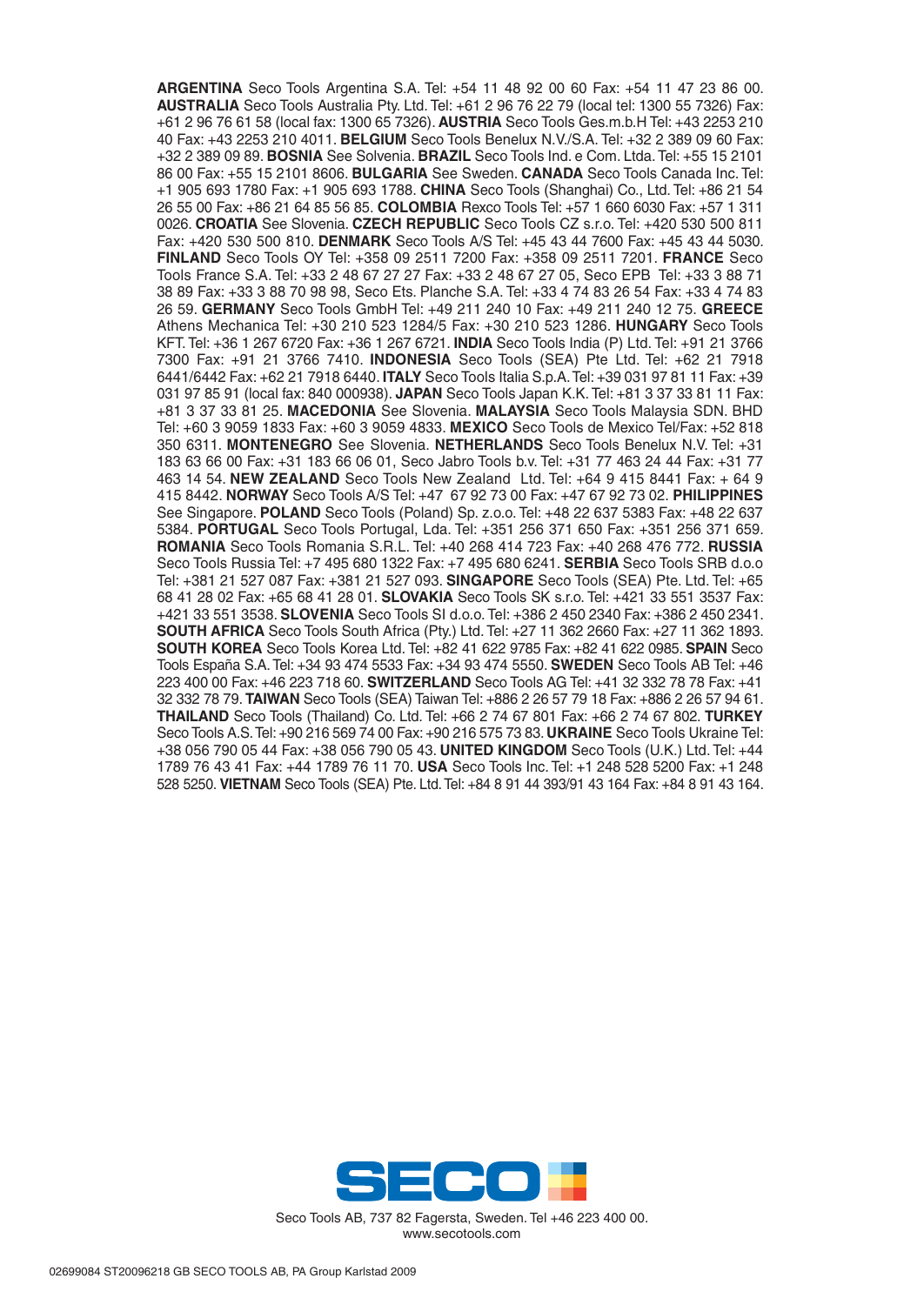**ARGENTINA** Seco Tools Argentina S.A. Tel: +54 11 48 92 00 60 Fax: +54 11 47 23 86 00. **AUSTRALIA** Seco Tools Australia Pty. Ltd. Tel: +61 2 96 76 22 79 (local tel: 1300 55 7326) Fax: +61 2 96 76 61 58 (local fax: 1300 65 7326). **AUSTRIA** Seco Tools Ges.m.b.H Tel: +43 2253 210 40 Fax: +43 2253 210 4011. **BELGIUM** Seco Tools Benelux N.V./S.A. Tel: +32 2 389 09 60 Fax: +32 2 389 09 89. **BOSNIA** See Solvenia. **BRAZIL** Seco Tools Ind. e Com. Ltda. Tel: +55 15 2101 86 00 Fax: +55 15 2101 8606. **BULGARIA** See Sweden. **CANADA** Seco Tools Canada Inc. Tel: +1 905 693 1780 Fax: +1 905 693 1788. **CHINA** Seco Tools (Shanghai) Co., Ltd. Tel: +86 21 54 26 55 00 Fax: +86 21 64 85 56 85. **COLOMBIA** Rexco Tools Tel: +57 1 660 6030 Fax: +57 1 311 0026. **CROATIA** See Slovenia. **CZECH REPUBLIC** Seco Tools CZ s.r.o. Tel: +420 530 500 811 Fax: +420 530 500 810. **DENMARK** Seco Tools A/S Tel: +45 43 44 7600 Fax: +45 43 44 5030. **FINLAND** Seco Tools OY Tel: +358 09 2511 7200 Fax: +358 09 2511 7201. **FRANCE** Seco Tools France S.A. Tel: +33 2 48 67 27 27 Fax: +33 2 48 67 27 05, Seco EPB Tel: +33 3 88 71 38 89 Fax: +33 3 88 70 98 98, Seco Ets. Planche S.A. Tel: +33 4 74 83 26 54 Fax: +33 4 74 83 26 59. **GERMANY** Seco Tools GmbH Tel: +49 211 240 10 Fax: +49 211 240 12 75. **GREECE** Athens Mechanica Tel: +30 210 523 1284/5 Fax: +30 210 523 1286. **HUNGARY** Seco Tools KFT. Tel: +36 1 267 6720 Fax: +36 1 267 6721. **INDIA** Seco Tools India (P) Ltd. Tel: +91 21 3766 7300 Fax: +91 21 3766 7410. **INDONESIA** Seco Tools (SEA) Pte Ltd. Tel: +62 21 7918 6441/6442 Fax: +62 21 7918 6440. **ITALY** Seco Tools Italia S.p.A. Tel: +39 031 97 81 11 Fax: +39 031 97 85 91 (local fax: 840 000938). **JAPAN** Seco Tools Japan K.K. Tel: +81 3 37 33 81 11 Fax: +81 3 37 33 81 25. **MACEDONIA** See Slovenia. **MALAYSIA** Seco Tools Malaysia SDN. BHD Tel: +60 3 9059 1833 Fax: +60 3 9059 4833. **MEXICO** Seco Tools de Mexico Tel/Fax: +52 818 350 6311. **MONTENEGRO** See Slovenia. **NETHERLANDS** Seco Tools Benelux N.V. Tel: +31 183 63 66 00 Fax: +31 183 66 06 01, Seco Jabro Tools b.v. Tel: +31 77 463 24 44 Fax: +31 77 463 14 54. **NEW ZEALAND** Seco Tools New Zealand Ltd. Tel: +64 9 415 8441 Fax: + 64 9 415 8442. **NORWAY** Seco Tools A/S Tel: +47 67 92 73 00 Fax: +47 67 92 73 02. **PHILIPPINES** See Singapore. **POLAND** Seco Tools (Poland) Sp. z.o.o. Tel: +48 22 637 5383 Fax: +48 22 637 5384. **PORTUGAL** Seco Tools Portugal, Lda. Tel: +351 256 371 650 Fax: +351 256 371 659. **ROMANIA** Seco Tools Romania S.R.L. Tel: +40 268 414 723 Fax: +40 268 476 772. **RUSSIA** Seco Tools Russia Tel: +7 495 680 1322 Fax: +7 495 680 6241. **SERBIA** Seco Tools SRB d.o.o Tel: +381 21 527 087 Fax: +381 21 527 093. **SINGAPORE** Seco Tools (SEA) Pte. Ltd. Tel: +65 68 41 28 02 Fax: +65 68 41 28 01. **SLOVAKIA** Seco Tools SK s.r.o. Tel: +421 33 551 3537 Fax: +421 33 551 3538. **SLOVENIA** Seco Tools SI d.o.o. Tel: +386 2 450 2340 Fax: +386 2 450 2341. **SOUTH AFRICA** Seco Tools South Africa (Pty.) Ltd. Tel: +27 11 362 2660 Fax: +27 11 362 1893. **SOUTH KOREA** Seco Tools Korea Ltd. Tel: +82 41 622 9785 Fax: +82 41 622 0985. **SPAIN** Seco Tools España S.A. Tel: +34 93 474 5533 Fax: +34 93 474 5550. **SWEDEN** Seco Tools AB Tel: +46 223 400 00 Fax: +46 223 718 60. **SWITZERLAND** Seco Tools AG Tel: +41 32 332 78 78 Fax: +41 32 332 78 79. **TAIWAN** Seco Tools (SEA) Taiwan Tel: +886 2 26 57 79 18 Fax: +886 2 26 57 94 61. **THAILAND** Seco Tools (Thailand) Co. Ltd. Tel: +66 2 74 67 801 Fax: +66 2 74 67 802. **TURKEY** Seco Tools A.S. Tel: +90 216 569 74 00 Fax: +90 216 575 73 83. **UKRAINE** Seco Tools Ukraine Tel: +38 056 790 05 44 Fax: +38 056 790 05 43. **UNITED KINGDOM** Seco Tools (U.K.) Ltd. Tel: +44 1789 76 43 41 Fax: +44 1789 76 11 70. **USA** Seco Tools Inc. Tel: +1 248 528 5200 Fax: +1 248 528 5250. **VIETNAM** Seco Tools (SEA) Pte. Ltd. Tel: +84 8 91 44 393/91 43 164 Fax: +84 8 91 43 164.

SECO

Seco Tools AB, 737 82 Fagersta, Sweden. Tel +46 223 400 00.
www.secotools.com

02699084 ST20096218 GB SECO TOOLS AB, PA Group Karlstad 2009